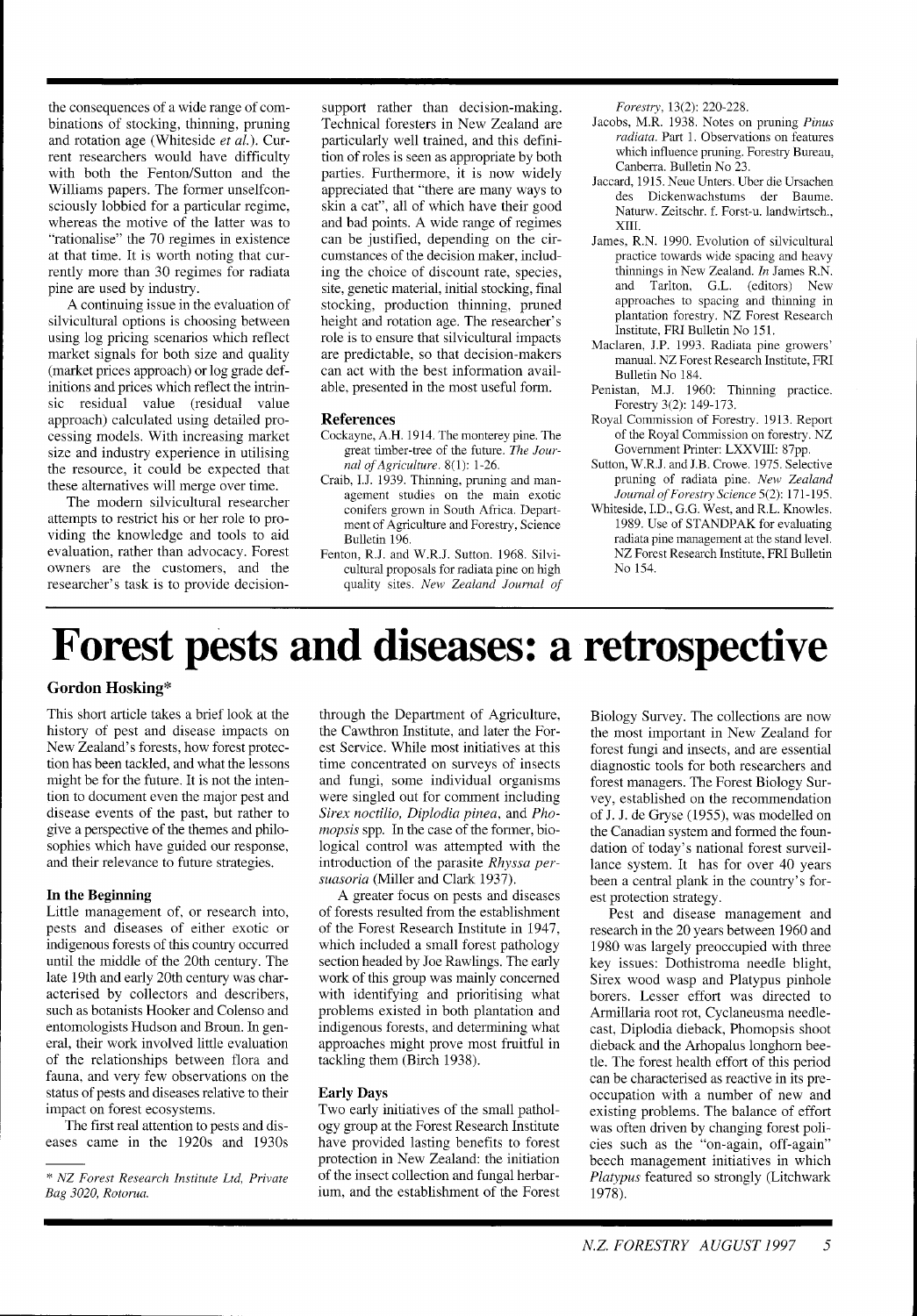the consequences of a wide range of combinations of stocking, thinning, pruning and rotation age (Whiteside *et al.*). Current researchers would have difficulty with both the Fenton/Sutton and the Williams papers. The former unselfconsciously lobbied for a particular regime, whereas the motive of the latter was to "rationalise" the 70 regimes in existence at that time. It is worth noting that currently more than 30 regimes for radiata pine are used by industry.

A continuing issue in the evaluation of silvicultural options is choosing between using log pricing scenarios which reflect market signals for both size and quality (market prices approach) or log grade definitions and prices which reflect the intrinsic residual value (residual value approach) calculated using detailed processing models. With increasing market size and industry experience in utilising the resource, it could be expected that these alternatives will merge over time.

The modern silvicultural researcher attempts to restrict his or her role to providing the knowledge and tools to aid evaluation, rather than advocacy. Forest owners are the customers, and the researcher's task is to provide decision-support rather than decision-making. Technical foresters in New Zealand are particularly well trained, and this definition of roles is seen as appropriate by both parties. Furthermore, it is now widely appreciated that "there are many ways to skin a cat", all of which have their good and bad points. A wide range of regimes can be justified, depending on the circumstances of the decision maker, including the choice of discount rate, species, site, genetic material, initial stocking, final stocking, production thinning, pruned height and rotation age. The researcher's role is to ensure that silvicultural impacts are predictable, so that decision-makers can act with the best information available, presented in the most useful form.

### References

Cockayne, A.H. 1914. The monterey pine. The great timber-tree of the future. *The Journal of Agriculture.* 8(1): 1-26.

Craib, I.J. 1939. Thinning, pruning and management studies on the main exotic conifers grown in South Africa. Department of Agriculture and Forestry, Science Bulletin 196.

Fenton, R.J. and W.R.J. Sutton. 1968. Silvicultural proposals for radiata pine on high quality sites. *New Zealand Journal of Forestry*, 13(2): 220-228.

Jacobs, M.R. 1938. Notes on pruning *Pinus radiata*. Part 1. Observations on features which influence pruning. Forestry Bureau, Canberra. Bulletin No 23.

Jaccard, 1915. Neue Unters. Uber die Ursachen des Dickenwachstums der Baume. Naturw. Zeitschr. f. Forst-u. landwirtsch., XIII.

James, R.N. 1990. Evolution of silvicultural practice towards wide spacing and heavy thinnings in New Zealand. *In* James R.N. and Tarlton, G.L. (editors) New approaches to spacing and thinning in plantation forestry. NZ Forest Research Institute, FRI Bulletin No 151.

Maclaren, J.P. 1993. Radiata pine growers' manual. NZ Forest Research Institute, FRI Bulletin No 184.

Penistan, M.J. 1960: Thinning practice. Forestry 3(2): 149-173.

Royal Commission of Forestry. 1913. Report of the Royal Commission on forestry. NZ Government Printer: LXXVIII: 87pp.

Sutton, W.R.J. and J.B. Crowe. 1975. Selective pruning of radiata pine. *New Zealand Journal of Forestry Science* 5(2): 171-195.

Whiteside, I.D., G.G. West, and R.L. Knowles. 1989. Use of STANDPAK for evaluating radiata pine management at the stand level. NZ Forest Research Institute, FRI Bulletin No 154.

# Forest pests and diseases: a retrospective

**Gordon Hosking***

This short article takes a brief look at the history of pest and disease impacts on New Zealand's forests, how forest protection has been tackled, and what the lessons might be for the future. It is not the intention to document even the major pest and disease events of the past, but rather to give a perspective of the themes and philosophies which have guided our response, and their relevance to future strategies.

## In the Beginning

Little management of, or research into, pests and diseases of either exotic or indigenous forests of this country occurred until the middle of the 20th century. The late 19th and early 20th century was characterised by collectors and describers, such as botanists Hooker and Colenso and entomologists Hudson and Broun. In general, their work involved little evaluation of the relationships between flora and fauna, and very few observations on the status of pests and diseases relative to their impact on forest ecosystems.

The first real attention to pests and diseases came in the 1920s and 1930s through the Department of Agriculture, the Cawthron Institute, and later the Forest Service. While most initiatives at this time concentrated on surveys of insects and fungi, some individual organisms were singled out for comment including *Sirex noctilio, Diplodia pinea*, and *Phomopsis* spp. In the case of the former, biological control was attempted with the introduction of the parasite *Rhyssa persuasoria* (Miller and Clark 1937).

A greater focus on pests and diseases of forests resulted from the establishment of the Forest Research Institute in 1947, which included a small forest pathology section headed by Joe Rawlings. The early work of this group was mainly concerned with identifying and prioritising what problems existed in both plantation and indigenous forests, and determining what approaches might prove most fruitful in tackling them (Birch 1938).

## Early Days

Two early initiatives of the small pathology group at the Forest Research Institute have provided lasting benefits to forest protection in New Zealand: the initiation of the insect collection and fungal herbarium, and the establishment of the Forest Biology Survey. The collections are now the most important in New Zealand for forest fungi and insects, and are essential diagnostic tools for both researchers and forest managers. The Forest Biology Survey, established on the recommendation of J. J. de Gryse (1955), was modelled on the Canadian system and formed the foundation of today's national forest surveillance system. It has for over 40 years been a central plank in the country's forest protection strategy.

Pest and disease management and research in the 20 years between 1960 and 1980 was largely preoccupied with three key issues: Dothistroma needle blight, Sirex wood wasp and Platypus pinhole borers. Lesser effort was directed to Armillaria root rot, Cyclaneusma needle-cast, Diplodia dieback, Phomopsis shoot dieback and the Arhopalus longhorn beetle. The forest health effort of this period can be characterised as reactive in its preoccupation with a number of new and existing problems. The balance of effort was often driven by changing forest policies such as the "on-again, off-again" beech management initiatives in which *Platypus* featured so strongly (Litchwark 1978).

\* *NZ Forest Research Institute Ltd, Private Bag 3020, Rotorua.*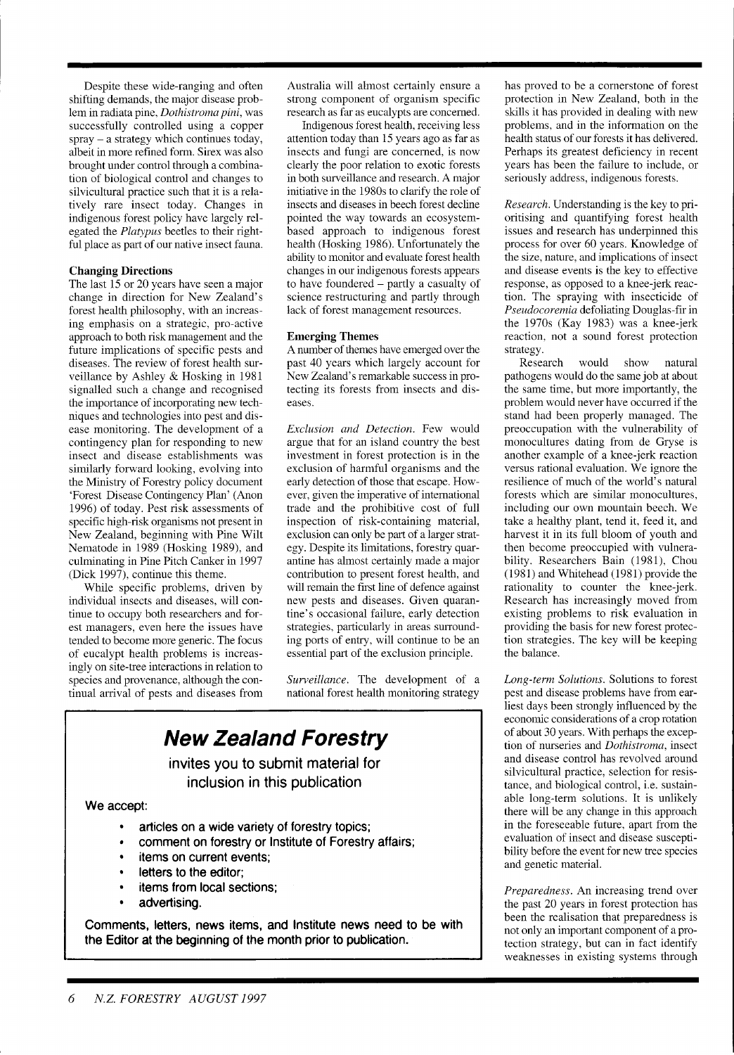Despite these wide-ranging and often shifting demands, the major disease problem in radiata pine, *Dothistroma pini*, was successfully controlled using a copper spray – a strategy which continues today, albeit in more refined form. Sirex was also brought under control through a combination of biological control and changes to silvicultural practice such that it is a relatively rare insect today. Changes in indigenous forest policy have largely relegated the *Platypus* beetles to their rightful place as part of our native insect fauna.

**Changing Directions**

The last 15 or 20 years have seen a major change in direction for New Zealand's forest health philosophy, with an increasing emphasis on a strategic, pro-active approach to both risk management and the future implications of specific pests and diseases. The review of forest health surveillance by Ashley & Hosking in 1981 signalled such a change and recognised the importance of incorporating new techniques and technologies into pest and disease monitoring. The development of a contingency plan for responding to new insect and disease establishments was similarly forward looking, evolving into the Ministry of Forestry policy document 'Forest Disease Contingency Plan' (Anon 1996) of today. Pest risk assessments of specific high-risk organisms not present in New Zealand, beginning with Pine Wilt Nematode in 1989 (Hosking 1989), and culminating in Pine Pitch Canker in 1997 (Dick 1997), continue this theme.

While specific problems, driven by individual insects and diseases, will continue to occupy both researchers and forest managers, even here the issues have tended to become more generic. The focus of eucalypt health problems is increasingly on site-tree interactions in relation to species and provenance, although the continual arrival of pests and diseases from Australia will almost certainly ensure a strong component of organism specific research as far as eucalypts are concerned.

Indigenous forest health, receiving less attention today than 15 years ago as far as insects and fungi are concerned, is now clearly the poor relation to exotic forests in both surveillance and research. A major initiative in the 1980s to clarify the role of insects and diseases in beech forest decline pointed the way towards an ecosystem-based approach to indigenous forest health (Hosking 1986). Unfortunately the ability to monitor and evaluate forest health changes in our indigenous forests appears to have foundered – partly a casualty of science restructuring and partly through lack of forest management resources.

**Emerging Themes**

A number of themes have emerged over the past 40 years which largely account for New Zealand's remarkable success in protecting its forests from insects and diseases.

*Exclusion and Detection.* Few would argue that for an island country the best investment in forest protection is in the exclusion of harmful organisms and the early detection of those that escape. However, given the imperative of international trade and the prohibitive cost of full inspection of risk-containing material, exclusion can only be part of a larger strategy. Despite its limitations, forestry quarantine has almost certainly made a major contribution to present forest health, and will remain the first line of defence against new pests and diseases. Given quarantine's occasional failure, early detection strategies, particularly in areas surrounding ports of entry, will continue to be an essential part of the exclusion principle.

*Surveillance.* The development of a national forest health monitoring strategy has proved to be a cornerstone of forest protection in New Zealand, both in the skills it has provided in dealing with new problems, and in the information on the health status of our forests it has delivered. Perhaps its greatest deficiency in recent years has been the failure to include, or seriously address, indigenous forests.

*Research.* Understanding is the key to prioritising and quantifying forest health issues and research has underpinned this process for over 60 years. Knowledge of the size, nature, and implications of insect and disease events is the key to effective response, as opposed to a knee-jerk reaction. The spraying with insecticide of *Pseudocoremia* defoliating Douglas-fir in the 1970s (Kay 1983) was a knee-jerk reaction, not a sound forest protection strategy.

Research would show natural pathogens would do the same job at about the same time, but more importantly, the problem would never have occurred if the stand had been properly managed. The preoccupation with the vulnerability of monocultures dating from de Gryse is another example of a knee-jerk reaction versus rational evaluation. We ignore the resilience of much of the world's natural forests which are similar monocultures, including our own mountain beech. We take a healthy plant, tend it, feed it, and harvest it in its full bloom of youth and then become preoccupied with vulnerability. Researchers Bain (1981), Chou (1981) and Whitehead (1981) provide the rationality to counter the knee-jerk. Research has increasingly moved from existing problems to risk evaluation in providing the basis for new forest protection strategies. The key will be keeping the balance.

*Long-term Solutions.* Solutions to forest pest and disease problems have from earliest days been strongly influenced by the economic considerations of a crop rotation of about 30 years. With perhaps the exception of nurseries and *Dothistroma*, insect and disease control has revolved around silvicultural practice, selection for resistance, and biological control, i.e. sustainable long-term solutions. It is unlikely there will be any change in this approach in the foreseeable future, apart from the evaluation of insect and disease susceptibility before the event for new tree species and genetic material.

*Preparedness.* An increasing trend over the past 20 years in forest protection has been the realisation that preparedness is not only an important component of a protection strategy, but can in fact identify weaknesses in existing systems through

## New Zealand Forestry

**invites you to submit material for inclusion in this publication**

**We accept:**

- **articles on a wide variety of forestry topics;**
- **comment on forestry or Institute of Forestry affairs;**
- **items on current events;**
- **letters to the editor;**
- **items from local sections;**
- **advertising.**

**Comments, letters, news items, and Institute news need to be with the Editor at the beginning of the month prior to publication.**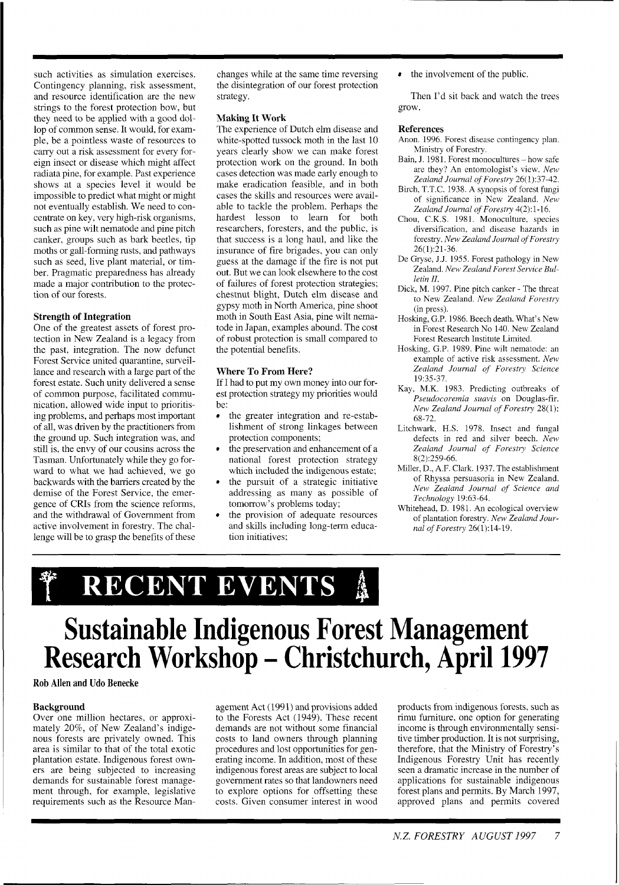such activities as simulation exercises. Contingency planning, risk assessment, and resource identification are the new strings to the forest protection bow, but they need to be applied with a good dollop of common sense. It would, for example, be a pointless waste of resources to carry out a risk assessment for every foreign insect or disease which might affect radiata pine, for example. Past experience shows at a species level it would be impossible to predict what might or might not eventually establish. We need to concentrate on key, very high-risk organisms, such as pine wilt nematode and pine pitch canker, groups such as bark beetles, tip moths or gall-forming rusts, and pathways such as seed, live plant material, or timber. Pragmatic preparedness has already made a major contribution to the protection of our forests.

### Strength of Integration

One of the greatest assets of forest protection in New Zealand is a legacy from the past, integration. The now defunct Forest Service united quarantine, surveillance and research with a large part of the forest estate. Such unity delivered a sense of common purpose, facilitated communication, allowed wide input to prioritising problems, and perhaps most important of all, was driven by the practitioners from the ground up. Such integration was, and still is, the envy of our cousins across the Tasman. Unfortunately while they go forward to what we had achieved, we go backwards with the barriers created by the demise of the Forest Service, the emergence of CRIs from the science reforms, and the withdrawal of Government from active involvement in forestry. The challenge will be to grasp the benefits of these changes while at the same time reversing the disintegration of our forest protection strategy.

### Making It Work

The experience of Dutch elm disease and white-spotted tussock moth in the last 10 years clearly show we can make forest protection work on the ground. In both cases detection was made early enough to make eradication feasible, and in both cases the skills and resources were available to tackle the problem. Perhaps the hardest lesson to learn for both researchers, foresters, and the public, is that success is a long haul, and like the insurance of fire brigades, you can only guess at the damage if the fire is not put out. But we can look elsewhere to the cost of failures of forest protection strategies; chestnut blight, Dutch elm disease and gypsy moth in North America, pine shoot moth in South East Asia, pine wilt nematode in Japan, examples abound. The cost of robust protection is small compared to the potential benefits.

### Where To From Here?

If I had to put my own money into our forest protection strategy my priorities would be:

- the greater integration and re-establishment of strong linkages between protection components;
- the preservation and enhancement of a national forest protection strategy which included the indigenous estate;
- the pursuit of a strategic initiative addressing as many as possible of tomorrow's problems today;
- the provision of adequate resources and skills including long-term education initiatives;
- the involvement of the public.

Then I'd sit back and watch the trees grow.

### References

Anon. 1996. Forest disease contingency plan. Ministry of Forestry.

Bain, J. 1981. Forest monocultures – how safe are they? An entomologist's view. *New Zealand Journal of Forestry* 26(1):37-42.

Birch, T.T.C. 1938. A synopsis of forest fungi of significance in New Zealand. *New Zealand Journal of Forestry* 4(2):1-16.

Chou, C.K.S. 1981. Monoculture, species diversification, and disease hazards in forestry. *New Zealand Journal of Forestry* 26(1):21-36.

De Gryse, J.J. 1955. Forest pathology in New Zealand. *New Zealand Forest Service Bulletin II.*

Dick, M. 1997. Pine pitch canker - The threat to New Zealand. *New Zealand Forestry* (in press).

Hosking, G.P. 1986. Beech death. What's New in Forest Research No 140. New Zealand Forest Research Institute Limited.

Hosking, G.P. 1989. Pine wilt nematode: an example of active risk assessment. *New Zealand Journal of Forestry Science* 19:35-37.

Kay, M.K. 1983. Predicting outbreaks of *Pseudocoremia suavis* on Douglas-fir. *New Zealand Journal of Forestry* 28(1): 68-72.

Litchwark, H.S. 1978. Insect and fungal defects in red and silver beech. *New Zealand Journal of Forestry Science* 8(2):259-66.

Miller, D., A.F. Clark. 1937. The establishment of Rhyssa persuasoria in New Zealand. *New Zealand Journal of Science and Technology* 19:63-64.

Whitehead, D. 1981. An ecological overview of plantation forestry. *New Zealand Journal of Forestry* 26(1):14-19.

# RECENT EVENTS

# Sustainable Indigenous Forest Management Research Workshop – Christchurch, April 1997

**Rob Allen and Udo Benecke**

### Background

Over one million hectares, or approximately 20%, of New Zealand's indigenous forests are privately owned. This area is similar to that of the total exotic plantation estate. Indigenous forest owners are being subjected to increasing demands for sustainable forest management through, for example, legislative requirements such as the Resource Management Act (1991) and provisions added to the Forests Act (1949). These recent demands are not without some financial costs to land owners through planning procedures and lost opportunities for generating income. In addition, most of these indigenous forest areas are subject to local government rates so that landowners need to explore options for offsetting these costs. Given consumer interest in wood products from indigenous forests, such as rimu furniture, one option for generating income is through environmentally sensitive timber production. It is not surprising, therefore, that the Ministry of Forestry's Indigenous Forestry Unit has recently seen a dramatic increase in the number of applications for sustainable indigenous forest plans and permits. By March 1997, approved plans and permits covered